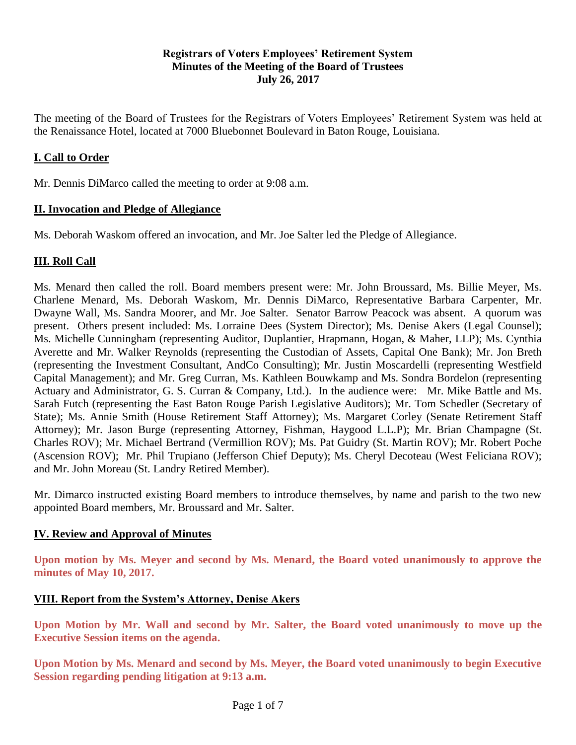**Registrars of Voters Employees' Retirement System**
**Minutes of the Meeting of the Board of Trustees**
**July 26, 2017**

The meeting of the Board of Trustees for the Registrars of Voters Employees' Retirement System was held at the Renaissance Hotel, located at 7000 Bluebonnet Boulevard in Baton Rouge, Louisiana.

## I. Call to Order

Mr. Dennis DiMarco called the meeting to order at 9:08 a.m.

## II. Invocation and Pledge of Allegiance

Ms. Deborah Waskom offered an invocation, and Mr. Joe Salter led the Pledge of Allegiance.

## III. Roll Call

Ms. Menard then called the roll. Board members present were: Mr. John Broussard, Ms. Billie Meyer, Ms. Charlene Menard, Ms. Deborah Waskom, Mr. Dennis DiMarco, Representative Barbara Carpenter, Mr. Dwayne Wall, Ms. Sandra Moorer, and Mr. Joe Salter. Senator Barrow Peacock was absent. A quorum was present. Others present included: Ms. Lorraine Dees (System Director); Ms. Denise Akers (Legal Counsel); Ms. Michelle Cunningham (representing Auditor, Duplantier, Hrapmann, Hogan, & Maher, LLP); Ms. Cynthia Averette and Mr. Walker Reynolds (representing the Custodian of Assets, Capital One Bank); Mr. Jon Breth (representing the Investment Consultant, AndCo Consulting); Mr. Justin Moscardelli (representing Westfield Capital Management); and Mr. Greg Curran, Ms. Kathleen Bouwkamp and Ms. Sondra Bordelon (representing Actuary and Administrator, G. S. Curran & Company, Ltd.). In the audience were: Mr. Mike Battle and Ms. Sarah Futch (representing the East Baton Rouge Parish Legislative Auditors); Mr. Tom Schedler (Secretary of State); Ms. Annie Smith (House Retirement Staff Attorney); Ms. Margaret Corley (Senate Retirement Staff Attorney); Mr. Jason Burge (representing Attorney, Fishman, Haygood L.L.P); Mr. Brian Champagne (St. Charles ROV); Mr. Michael Bertrand (Vermillion ROV); Ms. Pat Guidry (St. Martin ROV); Mr. Robert Poche (Ascension ROV); Mr. Phil Trupiano (Jefferson Chief Deputy); Ms. Cheryl Decoteau (West Feliciana ROV); and Mr. John Moreau (St. Landry Retired Member).

Mr. Dimarco instructed existing Board members to introduce themselves, by name and parish to the two new appointed Board members, Mr. Broussard and Mr. Salter.

## IV. Review and Approval of Minutes

**Upon motion by Ms. Meyer and second by Ms. Menard, the Board voted unanimously to approve the minutes of May 10, 2017.**

## VIII. Report from the System's Attorney, Denise Akers

**Upon Motion by Mr. Wall and second by Mr. Salter, the Board voted unanimously to move up the Executive Session items on the agenda.**

**Upon Motion by Ms. Menard and second by Ms. Meyer, the Board voted unanimously to begin Executive Session regarding pending litigation at 9:13 a.m.**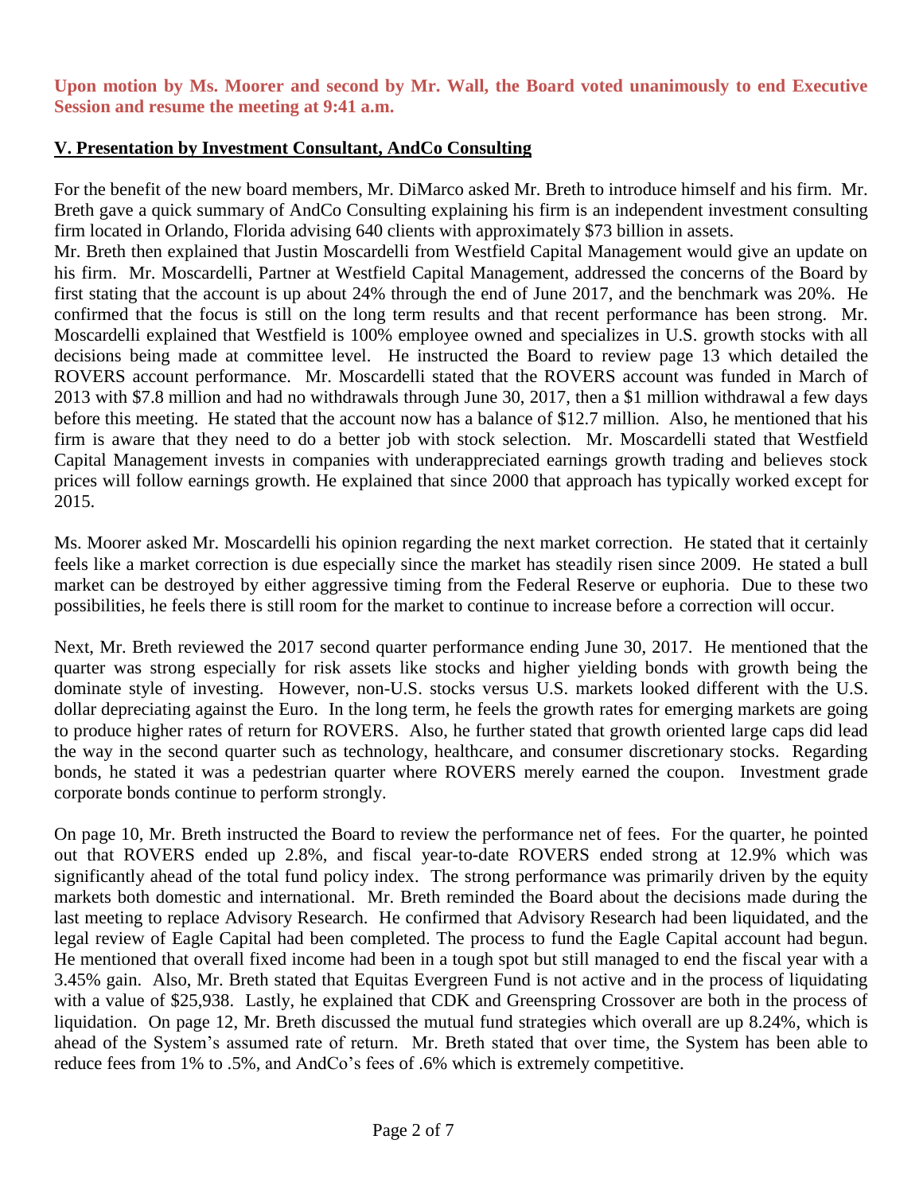**Upon motion by Ms. Moorer and second by Mr. Wall, the Board voted unanimously to end Executive Session and resume the meeting at 9:41 a.m.**

## V. Presentation by Investment Consultant, AndCo Consulting

For the benefit of the new board members, Mr. DiMarco asked Mr. Breth to introduce himself and his firm. Mr. Breth gave a quick summary of AndCo Consulting explaining his firm is an independent investment consulting firm located in Orlando, Florida advising 640 clients with approximately $73 billion in assets.

Mr. Breth then explained that Justin Moscardelli from Westfield Capital Management would give an update on his firm. Mr. Moscardelli, Partner at Westfield Capital Management, addressed the concerns of the Board by first stating that the account is up about 24% through the end of June 2017, and the benchmark was 20%. He confirmed that the focus is still on the long term results and that recent performance has been strong. Mr. Moscardelli explained that Westfield is 100% employee owned and specializes in U.S. growth stocks with all decisions being made at committee level. He instructed the Board to review page 13 which detailed the ROVERS account performance. Mr. Moscardelli stated that the ROVERS account was funded in March of 2013 with $7.8 million and had no withdrawals through June 30, 2017, then a $1 million withdrawal a few days before this meeting. He stated that the account now has a balance of $12.7 million. Also, he mentioned that his firm is aware that they need to do a better job with stock selection. Mr. Moscardelli stated that Westfield Capital Management invests in companies with underappreciated earnings growth trading and believes stock prices will follow earnings growth. He explained that since 2000 that approach has typically worked except for 2015.

Ms. Moorer asked Mr. Moscardelli his opinion regarding the next market correction. He stated that it certainly feels like a market correction is due especially since the market has steadily risen since 2009. He stated a bull market can be destroyed by either aggressive timing from the Federal Reserve or euphoria. Due to these two possibilities, he feels there is still room for the market to continue to increase before a correction will occur.

Next, Mr. Breth reviewed the 2017 second quarter performance ending June 30, 2017. He mentioned that the quarter was strong especially for risk assets like stocks and higher yielding bonds with growth being the dominate style of investing. However, non-U.S. stocks versus U.S. markets looked different with the U.S. dollar depreciating against the Euro. In the long term, he feels the growth rates for emerging markets are going to produce higher rates of return for ROVERS. Also, he further stated that growth oriented large caps did lead the way in the second quarter such as technology, healthcare, and consumer discretionary stocks. Regarding bonds, he stated it was a pedestrian quarter where ROVERS merely earned the coupon. Investment grade corporate bonds continue to perform strongly.

On page 10, Mr. Breth instructed the Board to review the performance net of fees. For the quarter, he pointed out that ROVERS ended up 2.8%, and fiscal year-to-date ROVERS ended strong at 12.9% which was significantly ahead of the total fund policy index. The strong performance was primarily driven by the equity markets both domestic and international. Mr. Breth reminded the Board about the decisions made during the last meeting to replace Advisory Research. He confirmed that Advisory Research had been liquidated, and the legal review of Eagle Capital had been completed. The process to fund the Eagle Capital account had begun. He mentioned that overall fixed income had been in a tough spot but still managed to end the fiscal year with a 3.45% gain. Also, Mr. Breth stated that Equitas Evergreen Fund is not active and in the process of liquidating with a value of $25,938. Lastly, he explained that CDK and Greenspring Crossover are both in the process of liquidation. On page 12, Mr. Breth discussed the mutual fund strategies which overall are up 8.24%, which is ahead of the System's assumed rate of return. Mr. Breth stated that over time, the System has been able to reduce fees from 1% to .5%, and AndCo's fees of .6% which is extremely competitive.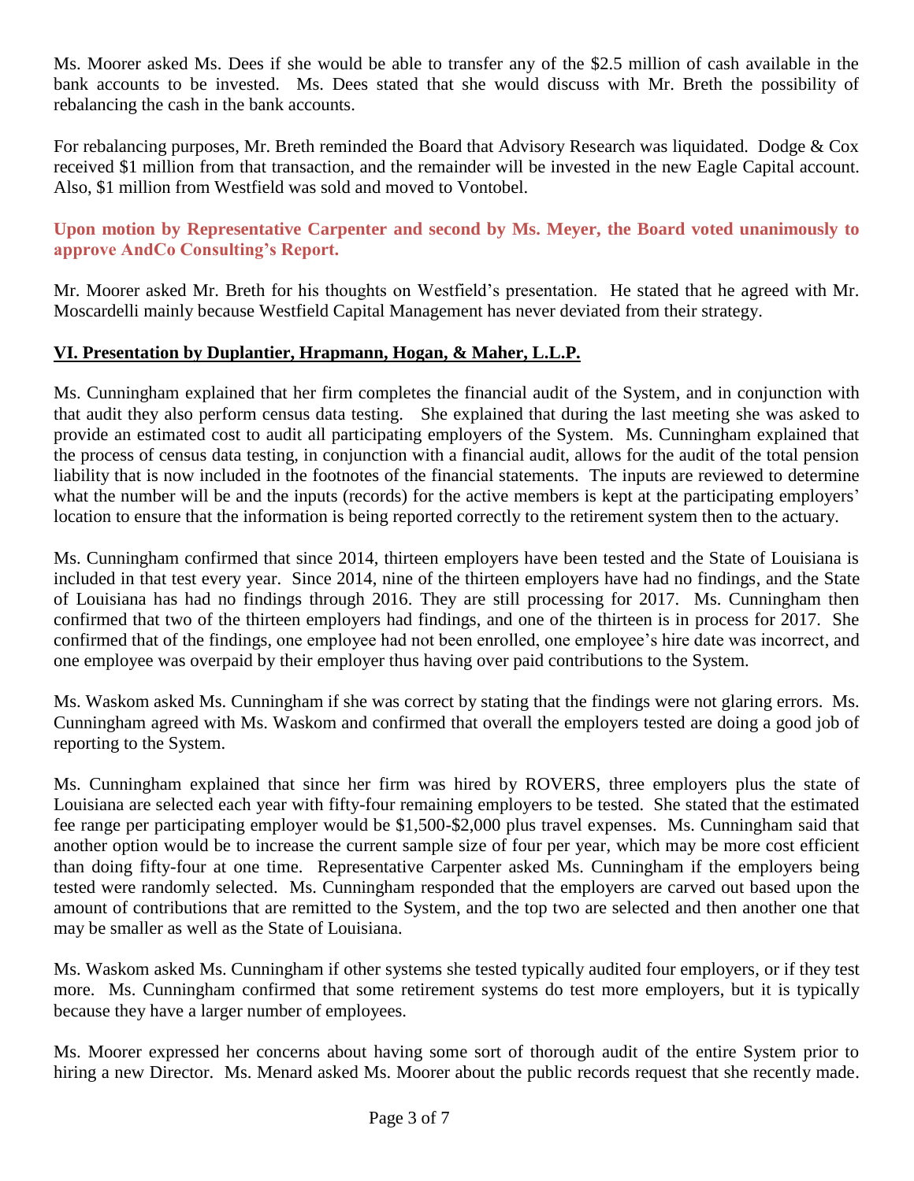Ms. Moorer asked Ms. Dees if she would be able to transfer any of the $2.5 million of cash available in the bank accounts to be invested. Ms. Dees stated that she would discuss with Mr. Breth the possibility of rebalancing the cash in the bank accounts.

For rebalancing purposes, Mr. Breth reminded the Board that Advisory Research was liquidated. Dodge & Cox received $1 million from that transaction, and the remainder will be invested in the new Eagle Capital account. Also, $1 million from Westfield was sold and moved to Vontobel.

**Upon motion by Representative Carpenter and second by Ms. Meyer, the Board voted unanimously to approve AndCo Consulting's Report.**

Mr. Moorer asked Mr. Breth for his thoughts on Westfield's presentation. He stated that he agreed with Mr. Moscardelli mainly because Westfield Capital Management has never deviated from their strategy.

## VI. Presentation by Duplantier, Hrapmann, Hogan, & Maher, L.L.P.

Ms. Cunningham explained that her firm completes the financial audit of the System, and in conjunction with that audit they also perform census data testing. She explained that during the last meeting she was asked to provide an estimated cost to audit all participating employers of the System. Ms. Cunningham explained that the process of census data testing, in conjunction with a financial audit, allows for the audit of the total pension liability that is now included in the footnotes of the financial statements. The inputs are reviewed to determine what the number will be and the inputs (records) for the active members is kept at the participating employers' location to ensure that the information is being reported correctly to the retirement system then to the actuary.

Ms. Cunningham confirmed that since 2014, thirteen employers have been tested and the State of Louisiana is included in that test every year. Since 2014, nine of the thirteen employers have had no findings, and the State of Louisiana has had no findings through 2016. They are still processing for 2017. Ms. Cunningham then confirmed that two of the thirteen employers had findings, and one of the thirteen is in process for 2017. She confirmed that of the findings, one employee had not been enrolled, one employee's hire date was incorrect, and one employee was overpaid by their employer thus having over paid contributions to the System.

Ms. Waskom asked Ms. Cunningham if she was correct by stating that the findings were not glaring errors. Ms. Cunningham agreed with Ms. Waskom and confirmed that overall the employers tested are doing a good job of reporting to the System.

Ms. Cunningham explained that since her firm was hired by ROVERS, three employers plus the state of Louisiana are selected each year with fifty-four remaining employers to be tested. She stated that the estimated fee range per participating employer would be $1,500-$2,000 plus travel expenses. Ms. Cunningham said that another option would be to increase the current sample size of four per year, which may be more cost efficient than doing fifty-four at one time. Representative Carpenter asked Ms. Cunningham if the employers being tested were randomly selected. Ms. Cunningham responded that the employers are carved out based upon the amount of contributions that are remitted to the System, and the top two are selected and then another one that may be smaller as well as the State of Louisiana.

Ms. Waskom asked Ms. Cunningham if other systems she tested typically audited four employers, or if they test more. Ms. Cunningham confirmed that some retirement systems do test more employers, but it is typically because they have a larger number of employees.

Ms. Moorer expressed her concerns about having some sort of thorough audit of the entire System prior to hiring a new Director. Ms. Menard asked Ms. Moorer about the public records request that she recently made.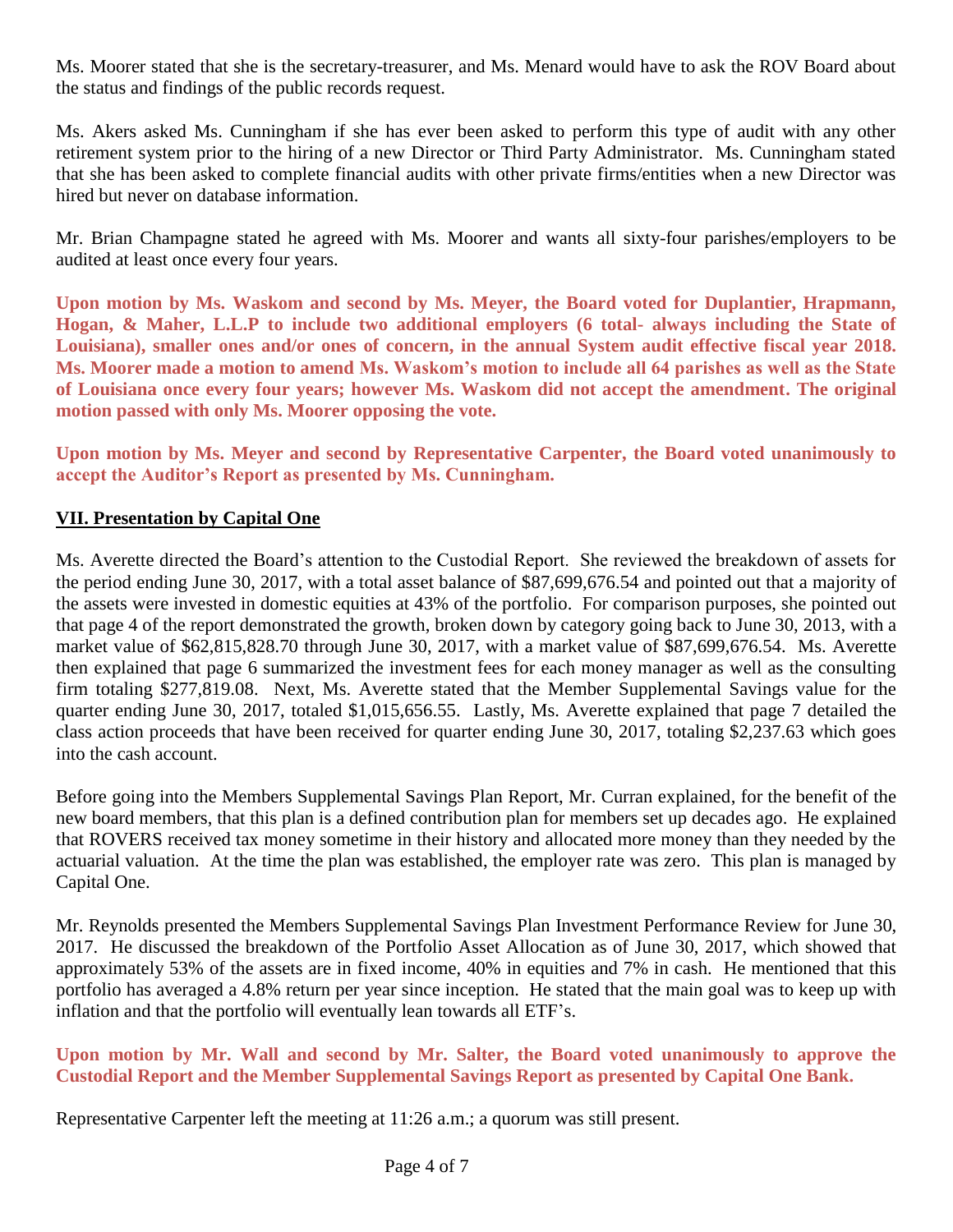Ms. Moorer stated that she is the secretary-treasurer, and Ms. Menard would have to ask the ROV Board about the status and findings of the public records request.

Ms. Akers asked Ms. Cunningham if she has ever been asked to perform this type of audit with any other retirement system prior to the hiring of a new Director or Third Party Administrator. Ms. Cunningham stated that she has been asked to complete financial audits with other private firms/entities when a new Director was hired but never on database information.

Mr. Brian Champagne stated he agreed with Ms. Moorer and wants all sixty-four parishes/employers to be audited at least once every four years.

**Upon motion by Ms. Waskom and second by Ms. Meyer, the Board voted for Duplantier, Hrapmann, Hogan, & Maher, L.L.P to include two additional employers (6 total- always including the State of Louisiana), smaller ones and/or ones of concern, in the annual System audit effective fiscal year 2018. Ms. Moorer made a motion to amend Ms. Waskom's motion to include all 64 parishes as well as the State of Louisiana once every four years; however Ms. Waskom did not accept the amendment. The original motion passed with only Ms. Moorer opposing the vote.**

**Upon motion by Ms. Meyer and second by Representative Carpenter, the Board voted unanimously to accept the Auditor's Report as presented by Ms. Cunningham.**

## VII. Presentation by Capital One

Ms. Averette directed the Board's attention to the Custodial Report. She reviewed the breakdown of assets for the period ending June 30, 2017, with a total asset balance of $87,699,676.54 and pointed out that a majority of the assets were invested in domestic equities at 43% of the portfolio. For comparison purposes, she pointed out that page 4 of the report demonstrated the growth, broken down by category going back to June 30, 2013, with a market value of $62,815,828.70 through June 30, 2017, with a market value of $87,699,676.54. Ms. Averette then explained that page 6 summarized the investment fees for each money manager as well as the consulting firm totaling $277,819.08. Next, Ms. Averette stated that the Member Supplemental Savings value for the quarter ending June 30, 2017, totaled $1,015,656.55. Lastly, Ms. Averette explained that page 7 detailed the class action proceeds that have been received for quarter ending June 30, 2017, totaling $2,237.63 which goes into the cash account.

Before going into the Members Supplemental Savings Plan Report, Mr. Curran explained, for the benefit of the new board members, that this plan is a defined contribution plan for members set up decades ago. He explained that ROVERS received tax money sometime in their history and allocated more money than they needed by the actuarial valuation. At the time the plan was established, the employer rate was zero. This plan is managed by Capital One.

Mr. Reynolds presented the Members Supplemental Savings Plan Investment Performance Review for June 30, 2017. He discussed the breakdown of the Portfolio Asset Allocation as of June 30, 2017, which showed that approximately 53% of the assets are in fixed income, 40% in equities and 7% in cash. He mentioned that this portfolio has averaged a 4.8% return per year since inception. He stated that the main goal was to keep up with inflation and that the portfolio will eventually lean towards all ETF's.

**Upon motion by Mr. Wall and second by Mr. Salter, the Board voted unanimously to approve the Custodial Report and the Member Supplemental Savings Report as presented by Capital One Bank.**

Representative Carpenter left the meeting at 11:26 a.m.; a quorum was still present.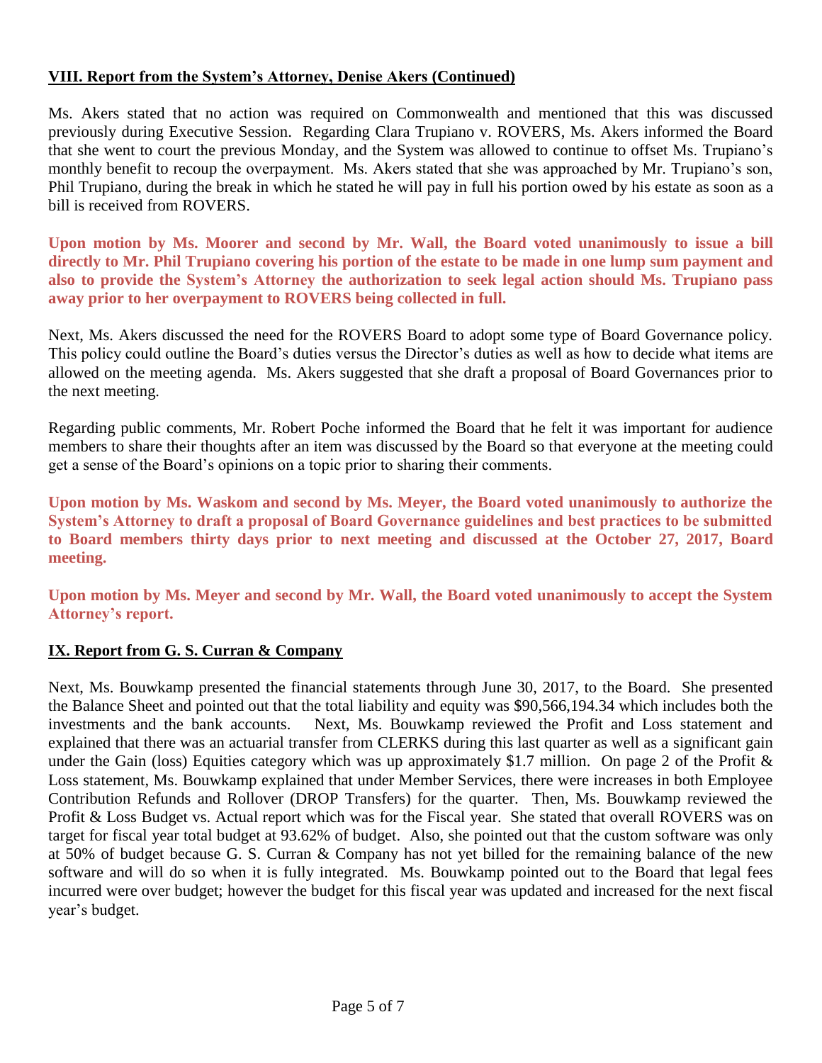## VIII. Report from the System's Attorney, Denise Akers (Continued)

Ms. Akers stated that no action was required on Commonwealth and mentioned that this was discussed previously during Executive Session. Regarding Clara Trupiano v. ROVERS, Ms. Akers informed the Board that she went to court the previous Monday, and the System was allowed to continue to offset Ms. Trupiano's monthly benefit to recoup the overpayment. Ms. Akers stated that she was approached by Mr. Trupiano's son, Phil Trupiano, during the break in which he stated he will pay in full his portion owed by his estate as soon as a bill is received from ROVERS.

**Upon motion by Ms. Moorer and second by Mr. Wall, the Board voted unanimously to issue a bill directly to Mr. Phil Trupiano covering his portion of the estate to be made in one lump sum payment and also to provide the System's Attorney the authorization to seek legal action should Ms. Trupiano pass away prior to her overpayment to ROVERS being collected in full.**

Next, Ms. Akers discussed the need for the ROVERS Board to adopt some type of Board Governance policy. This policy could outline the Board's duties versus the Director's duties as well as how to decide what items are allowed on the meeting agenda. Ms. Akers suggested that she draft a proposal of Board Governances prior to the next meeting.

Regarding public comments, Mr. Robert Poche informed the Board that he felt it was important for audience members to share their thoughts after an item was discussed by the Board so that everyone at the meeting could get a sense of the Board's opinions on a topic prior to sharing their comments.

**Upon motion by Ms. Waskom and second by Ms. Meyer, the Board voted unanimously to authorize the System's Attorney to draft a proposal of Board Governance guidelines and best practices to be submitted to Board members thirty days prior to next meeting and discussed at the October 27, 2017, Board meeting.**

**Upon motion by Ms. Meyer and second by Mr. Wall, the Board voted unanimously to accept the System Attorney's report.**

## IX. Report from G. S. Curran & Company

Next, Ms. Bouwkamp presented the financial statements through June 30, 2017, to the Board. She presented the Balance Sheet and pointed out that the total liability and equity was $90,566,194.34 which includes both the investments and the bank accounts. Next, Ms. Bouwkamp reviewed the Profit and Loss statement and explained that there was an actuarial transfer from CLERKS during this last quarter as well as a significant gain under the Gain (loss) Equities category which was up approximately $1.7 million. On page 2 of the Profit & Loss statement, Ms. Bouwkamp explained that under Member Services, there were increases in both Employee Contribution Refunds and Rollover (DROP Transfers) for the quarter. Then, Ms. Bouwkamp reviewed the Profit & Loss Budget vs. Actual report which was for the Fiscal year. She stated that overall ROVERS was on target for fiscal year total budget at 93.62% of budget. Also, she pointed out that the custom software was only at 50% of budget because G. S. Curran & Company has not yet billed for the remaining balance of the new software and will do so when it is fully integrated. Ms. Bouwkamp pointed out to the Board that legal fees incurred were over budget; however the budget for this fiscal year was updated and increased for the next fiscal year's budget.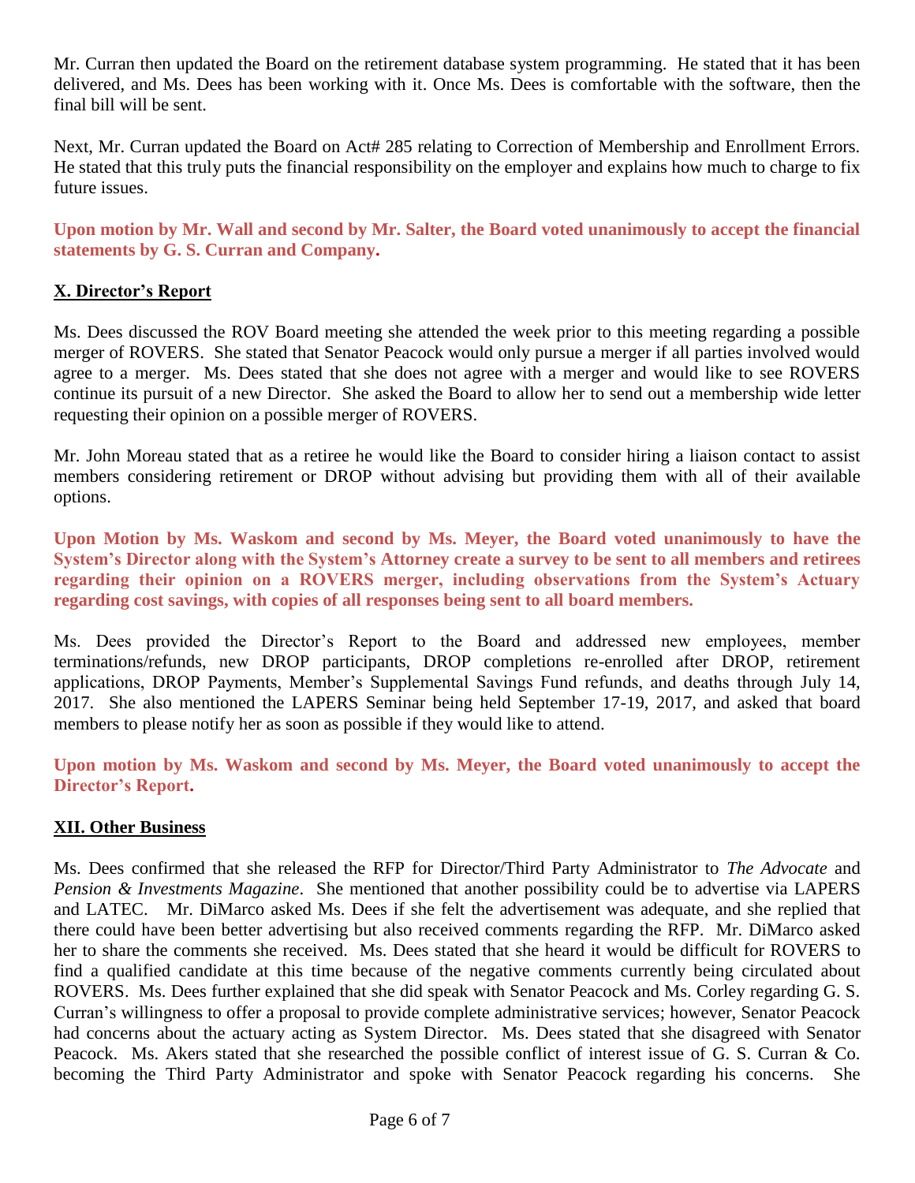Mr. Curran then updated the Board on the retirement database system programming. He stated that it has been delivered, and Ms. Dees has been working with it. Once Ms. Dees is comfortable with the software, then the final bill will be sent.

Next, Mr. Curran updated the Board on Act# 285 relating to Correction of Membership and Enrollment Errors. He stated that this truly puts the financial responsibility on the employer and explains how much to charge to fix future issues.

**Upon motion by Mr. Wall and second by Mr. Salter, the Board voted unanimously to accept the financial statements by G. S. Curran and Company.**

## X. Director's Report

Ms. Dees discussed the ROV Board meeting she attended the week prior to this meeting regarding a possible merger of ROVERS. She stated that Senator Peacock would only pursue a merger if all parties involved would agree to a merger. Ms. Dees stated that she does not agree with a merger and would like to see ROVERS continue its pursuit of a new Director. She asked the Board to allow her to send out a membership wide letter requesting their opinion on a possible merger of ROVERS.

Mr. John Moreau stated that as a retiree he would like the Board to consider hiring a liaison contact to assist members considering retirement or DROP without advising but providing them with all of their available options.

**Upon Motion by Ms. Waskom and second by Ms. Meyer, the Board voted unanimously to have the System's Director along with the System's Attorney create a survey to be sent to all members and retirees regarding their opinion on a ROVERS merger, including observations from the System's Actuary regarding cost savings, with copies of all responses being sent to all board members.**

Ms. Dees provided the Director's Report to the Board and addressed new employees, member terminations/refunds, new DROP participants, DROP completions re-enrolled after DROP, retirement applications, DROP Payments, Member's Supplemental Savings Fund refunds, and deaths through July 14, 2017. She also mentioned the LAPERS Seminar being held September 17-19, 2017, and asked that board members to please notify her as soon as possible if they would like to attend.

**Upon motion by Ms. Waskom and second by Ms. Meyer, the Board voted unanimously to accept the Director's Report.**

## XII. Other Business

Ms. Dees confirmed that she released the RFP for Director/Third Party Administrator to *The Advocate* and *Pension & Investments Magazine*. She mentioned that another possibility could be to advertise via LAPERS and LATEC. Mr. DiMarco asked Ms. Dees if she felt the advertisement was adequate, and she replied that there could have been better advertising but also received comments regarding the RFP. Mr. DiMarco asked her to share the comments she received. Ms. Dees stated that she heard it would be difficult for ROVERS to find a qualified candidate at this time because of the negative comments currently being circulated about ROVERS. Ms. Dees further explained that she did speak with Senator Peacock and Ms. Corley regarding G. S. Curran's willingness to offer a proposal to provide complete administrative services; however, Senator Peacock had concerns about the actuary acting as System Director. Ms. Dees stated that she disagreed with Senator Peacock. Ms. Akers stated that she researched the possible conflict of interest issue of G. S. Curran & Co. becoming the Third Party Administrator and spoke with Senator Peacock regarding his concerns. She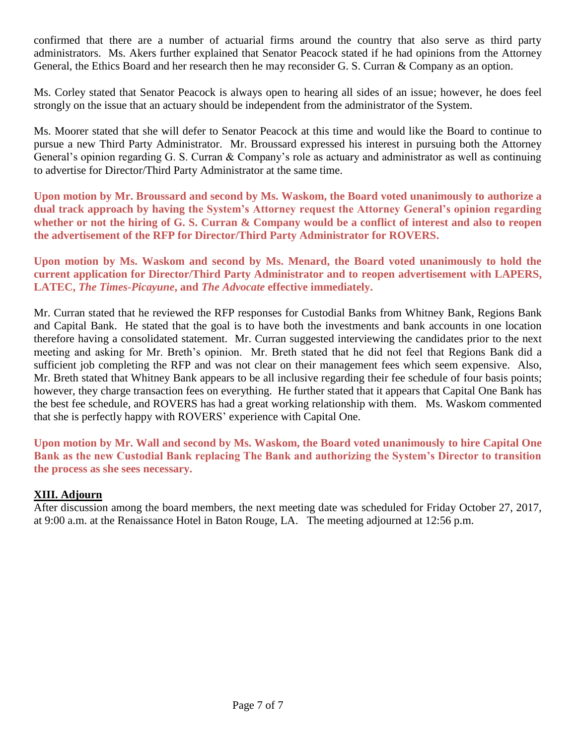confirmed that there are a number of actuarial firms around the country that also serve as third party administrators. Ms. Akers further explained that Senator Peacock stated if he had opinions from the Attorney General, the Ethics Board and her research then he may reconsider G. S. Curran & Company as an option.

Ms. Corley stated that Senator Peacock is always open to hearing all sides of an issue; however, he does feel strongly on the issue that an actuary should be independent from the administrator of the System.

Ms. Moorer stated that she will defer to Senator Peacock at this time and would like the Board to continue to pursue a new Third Party Administrator. Mr. Broussard expressed his interest in pursuing both the Attorney General's opinion regarding G. S. Curran & Company's role as actuary and administrator as well as continuing to advertise for Director/Third Party Administrator at the same time.

**Upon motion by Mr. Broussard and second by Ms. Waskom, the Board voted unanimously to authorize a dual track approach by having the System's Attorney request the Attorney General's opinion regarding whether or not the hiring of G. S. Curran & Company would be a conflict of interest and also to reopen the advertisement of the RFP for Director/Third Party Administrator for ROVERS.**

**Upon motion by Ms. Waskom and second by Ms. Menard, the Board voted unanimously to hold the current application for Director/Third Party Administrator and to reopen advertisement with LAPERS, LATEC, *The Times-Picayune*, and *The Advocate* effective immediately.**

Mr. Curran stated that he reviewed the RFP responses for Custodial Banks from Whitney Bank, Regions Bank and Capital Bank. He stated that the goal is to have both the investments and bank accounts in one location therefore having a consolidated statement. Mr. Curran suggested interviewing the candidates prior to the next meeting and asking for Mr. Breth's opinion. Mr. Breth stated that he did not feel that Regions Bank did a sufficient job completing the RFP and was not clear on their management fees which seem expensive. Also, Mr. Breth stated that Whitney Bank appears to be all inclusive regarding their fee schedule of four basis points; however, they charge transaction fees on everything. He further stated that it appears that Capital One Bank has the best fee schedule, and ROVERS has had a great working relationship with them. Ms. Waskom commented that she is perfectly happy with ROVERS' experience with Capital One.

**Upon motion by Mr. Wall and second by Ms. Waskom, the Board voted unanimously to hire Capital One Bank as the new Custodial Bank replacing The Bank and authorizing the System's Director to transition the process as she sees necessary.**

## XIII. Adjourn

After discussion among the board members, the next meeting date was scheduled for Friday October 27, 2017, at 9:00 a.m. at the Renaissance Hotel in Baton Rouge, LA. The meeting adjourned at 12:56 p.m.